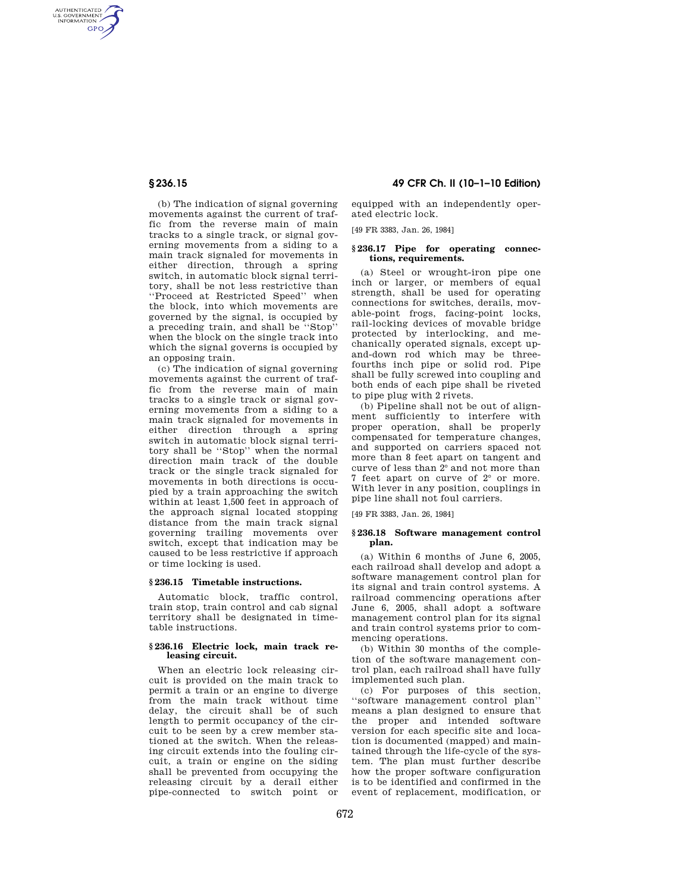(b) The indication of signal governing movements against the current of traffic from the reverse main of main tracks to a single track, or signal governing movements from a siding to a main track signaled for movements in either direction, through a spring switch, in automatic block signal territory, shall be not less restrictive than ''Proceed at Restricted Speed'' when the block, into which movements are governed by the signal, is occupied by a preceding train, and shall be ''Stop'' when the block on the single track into which the signal governs is occupied by an opposing train.

(c) The indication of signal governing movements against the current of traffic from the reverse main of main tracks to a single track or signal governing movements from a siding to a main track signaled for movements in either direction through a spring switch in automatic block signal territory shall be ''Stop'' when the normal direction main track of the double track or the single track signaled for movements in both directions is occupied by a train approaching the switch within at least 1,500 feet in approach of the approach signal located stopping distance from the main track signal governing trailing movements over switch, except that indication may be caused to be less restrictive if approach or time locking is used.

### § 236.15 Timetable instructions.

Automatic block, traffic control, train stop, train control and cab signal territory shall be designated in timetable instructions.

### § 236.16 Electric lock, main track releasing circuit.

When an electric lock releasing circuit is provided on the main track to permit a train or an engine to diverge from the main track without time delay, the circuit shall be of such length to permit occupancy of the circuit to be seen by a crew member stationed at the switch. When the releasing circuit extends into the fouling circuit, a train or engine on the siding shall be prevented from occupying the releasing circuit by a derail either pipe-connected to switch point or equipped with an independently operated electric lock.

[49 FR 3383, Jan. 26, 1984]

### § 236.17 Pipe for operating connections, requirements.

(a) Steel or wrought-iron pipe one inch or larger, or members of equal strength, shall be used for operating connections for switches, derails, movable-point frogs, facing-point locks, rail-locking devices of movable bridge protected by interlocking, and mechanically operated signals, except up-and-down rod which may be three-fourths inch pipe or solid rod. Pipe shall be fully screwed into coupling and both ends of each pipe shall be riveted to pipe plug with 2 rivets.

(b) Pipeline shall not be out of alignment sufficiently to interfere with proper operation, shall be properly compensated for temperature changes, and supported on carriers spaced not more than 8 feet apart on tangent and curve of less than 2° and not more than 7 feet apart on curve of 2° or more. With lever in any position, couplings in pipe line shall not foul carriers.

[49 FR 3383, Jan. 26, 1984]

### § 236.18 Software management control plan.

(a) Within 6 months of June 6, 2005, each railroad shall develop and adopt a software management control plan for its signal and train control systems. A railroad commencing operations after June 6, 2005, shall adopt a software management control plan for its signal and train control systems prior to commencing operations.

(b) Within 30 months of the completion of the software management control plan, each railroad shall have fully implemented such plan.

(c) For purposes of this section, ''software management control plan'' means a plan designed to ensure that the proper and intended software version for each specific site and location is documented (mapped) and maintained through the life-cycle of the system. The plan must further describe how the proper software configuration is to be identified and confirmed in the event of replacement, modification, or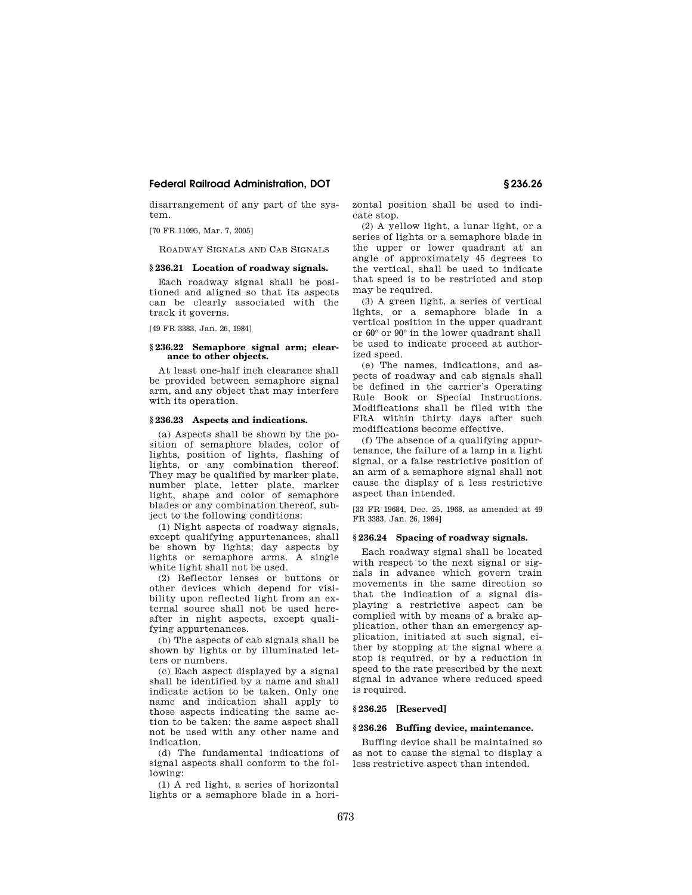disarrangement of any part of the system.

[70 FR 11095, Mar. 7, 2005]

ROADWAY SIGNALS AND CAB SIGNALS

### § 236.21 Location of roadway signals.

Each roadway signal shall be positioned and aligned so that its aspects can be clearly associated with the track it governs.

[49 FR 3383, Jan. 26, 1984]

### § 236.22 Semaphore signal arm; clearance to other objects.

At least one-half inch clearance shall be provided between semaphore signal arm, and any object that may interfere with its operation.

### § 236.23 Aspects and indications.

(a) Aspects shall be shown by the position of semaphore blades, color of lights, position of lights, flashing of lights, or any combination thereof. They may be qualified by marker plate, number plate, letter plate, marker light, shape and color of semaphore blades or any combination thereof, subject to the following conditions:

(1) Night aspects of roadway signals, except qualifying appurtenances, shall be shown by lights; day aspects by lights or semaphore arms. A single white light shall not be used.

(2) Reflector lenses or buttons or other devices which depend for visibility upon reflected light from an external source shall not be used hereafter in night aspects, except qualifying appurtenances.

(b) The aspects of cab signals shall be shown by lights or by illuminated letters or numbers.

(c) Each aspect displayed by a signal shall be identified by a name and shall indicate action to be taken. Only one name and indication shall apply to those aspects indicating the same action to be taken; the same aspect shall not be used with any other name and indication.

(d) The fundamental indications of signal aspects shall conform to the following:

(1) A red light, a series of horizontal lights or a semaphore blade in a horizontal position shall be used to indicate stop.

(2) A yellow light, a lunar light, or a series of lights or a semaphore blade in the upper or lower quadrant at an angle of approximately 45 degrees to the vertical, shall be used to indicate that speed is to be restricted and stop may be required.

(3) A green light, a series of vertical lights, or a semaphore blade in a vertical position in the upper quadrant or 60° or 90° in the lower quadrant shall be used to indicate proceed at authorized speed.

(e) The names, indications, and aspects of roadway and cab signals shall be defined in the carrier's Operating Rule Book or Special Instructions. Modifications shall be filed with the FRA within thirty days after such modifications become effective.

(f) The absence of a qualifying appurtenance, the failure of a lamp in a light signal, or a false restrictive position of an arm of a semaphore signal shall not cause the display of a less restrictive aspect than intended.

[33 FR 19684, Dec. 25, 1968, as amended at 49 FR 3383, Jan. 26, 1984]

### § 236.24 Spacing of roadway signals.

Each roadway signal shall be located with respect to the next signal or signals in advance which govern train movements in the same direction so that the indication of a signal displaying a restrictive aspect can be complied with by means of a brake application, other than an emergency application, initiated at such signal, either by stopping at the signal where a stop is required, or by a reduction in speed to the rate prescribed by the next signal in advance where reduced speed is required.

### § 236.25 [Reserved]

### § 236.26 Buffing device, maintenance.

Buffing device shall be maintained so as not to cause the signal to display a less restrictive aspect than intended.